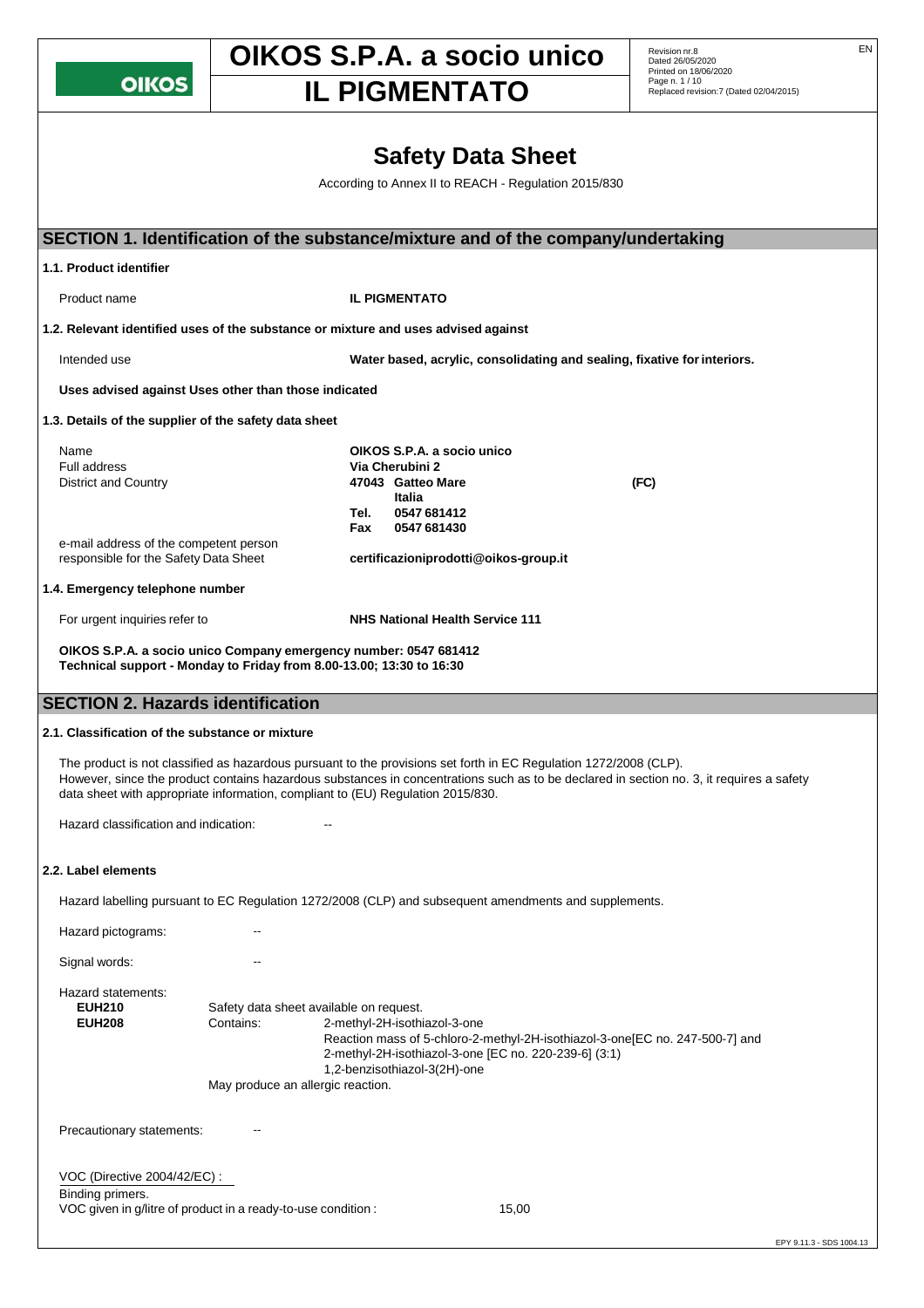# Safety Data Sheet

According to Annex II to REACH - Regulation 2015/830

## SECTION 1. Identification of the substance/mixture and of the company/undertaking

### 1.1. Product identifier

Product name **IL PIGMENTATO**

### 1.2. Relevant identified uses of the substance or mixture and uses advised against

Intended use **Water based, acrylic, consolidating and sealing, fixative for interiors.**

**Uses advised against Uses other than those indicated**

### 1.3. Details of the supplier of the safety data sheet

| | |
|---|---|
| Name | **OIKOS S.P.A. a socio unico** |
| Full address | **Via Cherubini 2** |
| District and Country | **47043 Gatteo Mare (FC)** |
| | **Italia** |
| | **Tel. 0547 681412** |
| | **Fax 0547 681430** |
| e-mail address of the competent person responsible for the Safety Data Sheet | **certificazioniprodotti@oikos-group.it** |

### 1.4. Emergency telephone number

For urgent inquiries refer to **NHS National Health Service 111**

**OIKOS S.P.A. a socio unico Company emergency number: 0547 681412**
**Technical support - Monday to Friday from 8.00-13.00; 13:30 to 16:30**

## SECTION 2. Hazards identification

### 2.1. Classification of the substance or mixture

The product is not classified as hazardous pursuant to the provisions set forth in EC Regulation 1272/2008 (CLP).
However, since the product contains hazardous substances in concentrations such as to be declared in section no. 3, it requires a safety data sheet with appropriate information, compliant to (EU) Regulation 2015/830.

Hazard classification and indication: --

### 2.2. Label elements

Hazard labelling pursuant to EC Regulation 1272/2008 (CLP) and subsequent amendments and supplements.

Hazard pictograms: --

Signal words: --

Hazard statements:

**EUH210** Safety data sheet available on request.

**EUH208** Contains: 2-methyl-2H-isothiazol-3-one
Reaction mass of 5-chloro-2-methyl-2H-isothiazol-3-one[EC no. 247-500-7] and 2-methyl-2H-isothiazol-3-one [EC no. 220-239-6] (3:1)
1,2-benzisothiazol-3(2H)-one
May produce an allergic reaction.

Precautionary statements: --

VOC (Directive 2004/42/EC) :
Binding primers.
VOC given in g/litre of product in a ready-to-use condition : 15,00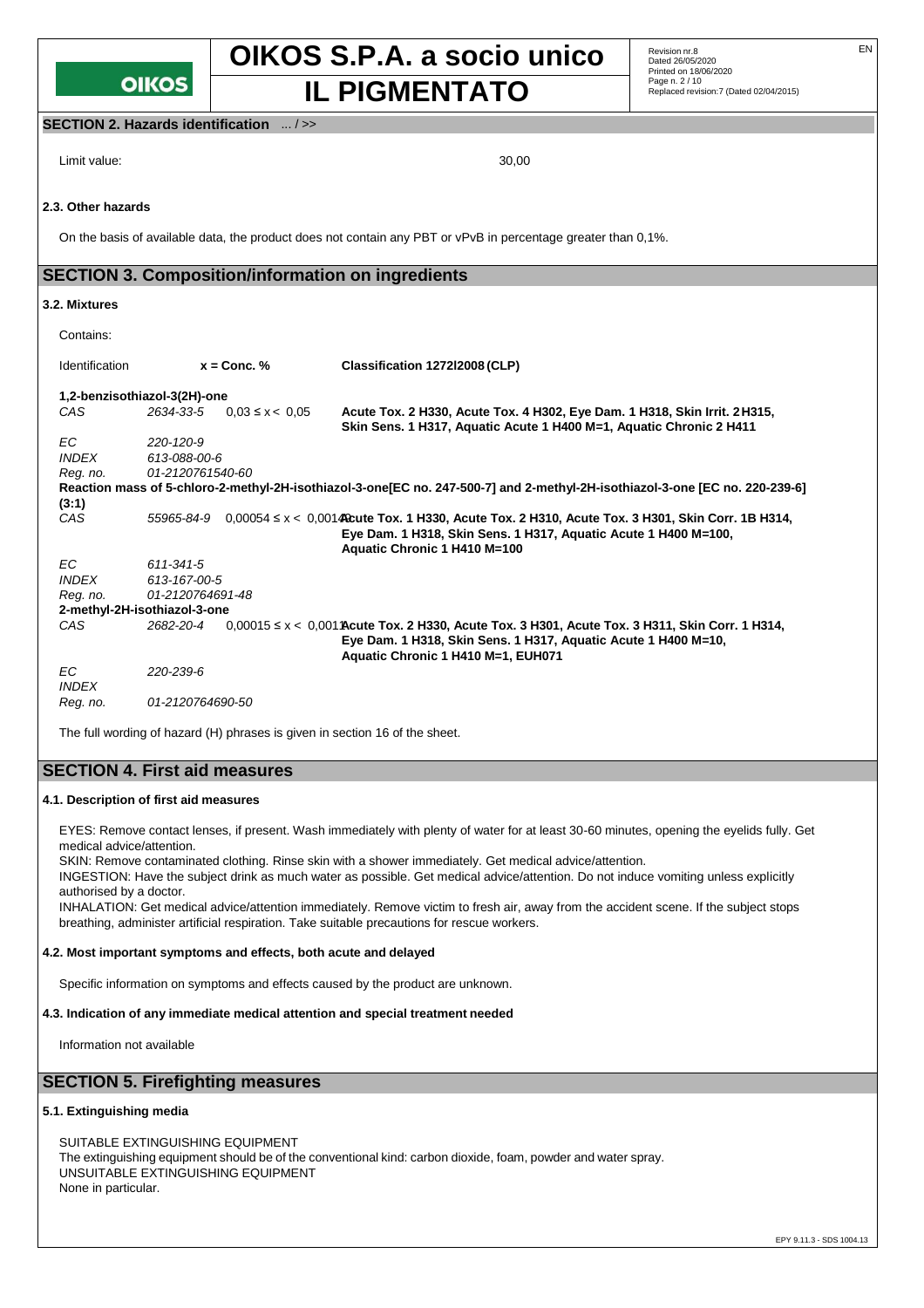## SECTION 2. Hazards identification ... / >>

Limit value: 30,00

### 2.3. Other hazards

On the basis of available data, the product does not contain any PBT or vPvB in percentage greater than 0,1%.

## SECTION 3. Composition/information on ingredients

### 3.2. Mixtures

Contains:

| Identification | | x = Conc. % | Classification 1272/2008 (CLP) |
|---|---|---|---|
| **1,2-benzisothiazol-3(2H)-one** | | | |
| *CAS* | *2634-33-5* | 0,03 ≤ x < 0,05 | **Acute Tox. 2 H330, Acute Tox. 4 H302, Eye Dam. 1 H318, Skin Irrit. 2 H315, Skin Sens. 1 H317, Aquatic Acute 1 H400 M=1, Aquatic Chronic 2 H411** |
| *EC* | *220-120-9* | | |
| *INDEX* | *613-088-00-6* | | |
| *Reg. no.* | *01-2120761540-60* | | |
| **Reaction mass of 5-chloro-2-methyl-2H-isothiazol-3-one[EC no. 247-500-7] and 2-methyl-2H-isothiazol-3-one [EC no. 220-239-6] (3:1)** | | | |
| *CAS* | *55965-84-9* | 0,00054 ≤ x < 0,0014 | **Acute Tox. 1 H330, Acute Tox. 2 H310, Acute Tox. 3 H301, Skin Corr. 1B H314, Eye Dam. 1 H318, Skin Sens. 1 H317, Aquatic Acute 1 H400 M=100, Aquatic Chronic 1 H410 M=100** |
| *EC* | *611-341-5* | | |
| *INDEX* | *613-167-00-5* | | |
| *Reg. no.* | *01-2120764691-48* | | |
| **2-methyl-2H-isothiazol-3-one** | | | |
| *CAS* | *2682-20-4* | 0,00015 ≤ x < 0,0011 | **Acute Tox. 2 H330, Acute Tox. 3 H301, Acute Tox. 3 H311, Skin Corr. 1 H314, Eye Dam. 1 H318, Skin Sens. 1 H317, Aquatic Acute 1 H400 M=10, Aquatic Chronic 1 H410 M=1, EUH071** |
| *EC* | *220-239-6* | | |
| *INDEX* | | | |
| *Reg. no.* | *01-2120764690-50* | | |

The full wording of hazard (H) phrases is given in section 16 of the sheet.

## SECTION 4. First aid measures

### 4.1. Description of first aid measures

EYES: Remove contact lenses, if present. Wash immediately with plenty of water for at least 30-60 minutes, opening the eyelids fully. Get medical advice/attention.
SKIN: Remove contaminated clothing. Rinse skin with a shower immediately. Get medical advice/attention.
INGESTION: Have the subject drink as much water as possible. Get medical advice/attention. Do not induce vomiting unless explicitly authorised by a doctor.
INHALATION: Get medical advice/attention immediately. Remove victim to fresh air, away from the accident scene. If the subject stops breathing, administer artificial respiration. Take suitable precautions for rescue workers.

### 4.2. Most important symptoms and effects, both acute and delayed

Specific information on symptoms and effects caused by the product are unknown.

### 4.3. Indication of any immediate medical attention and special treatment needed

Information not available

## SECTION 5. Firefighting measures

### 5.1. Extinguishing media

SUITABLE EXTINGUISHING EQUIPMENT
The extinguishing equipment should be of the conventional kind: carbon dioxide, foam, powder and water spray.
UNSUITABLE EXTINGUISHING EQUIPMENT
None in particular.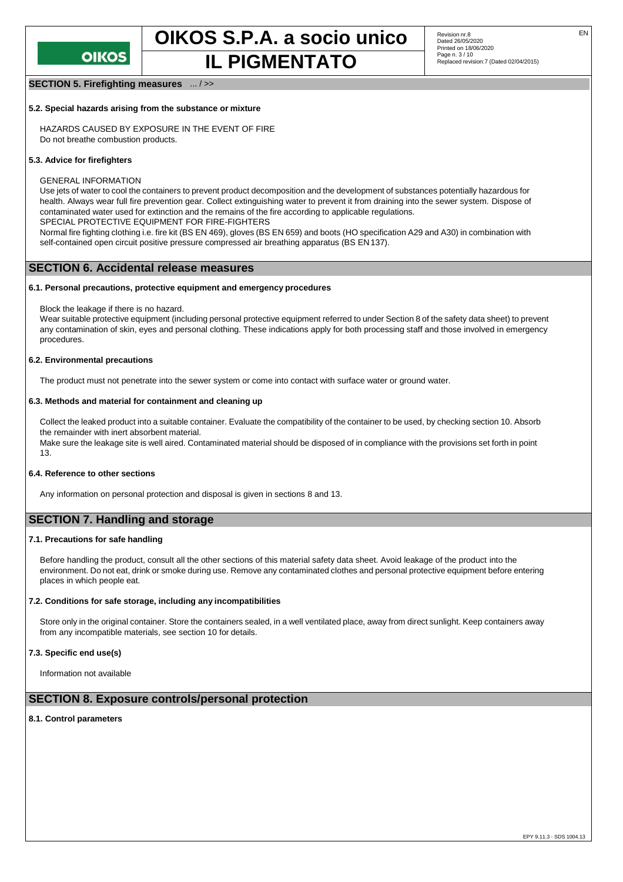## SECTION 5. Firefighting measures ... / >>

### 5.2. Special hazards arising from the substance or mixture

HAZARDS CAUSED BY EXPOSURE IN THE EVENT OF FIRE
Do not breathe combustion products.

### 5.3. Advice for firefighters

GENERAL INFORMATION
Use jets of water to cool the containers to prevent product decomposition and the development of substances potentially hazardous for health. Always wear full fire prevention gear. Collect extinguishing water to prevent it from draining into the sewer system. Dispose of contaminated water used for extinction and the remains of the fire according to applicable regulations.
SPECIAL PROTECTIVE EQUIPMENT FOR FIRE-FIGHTERS
Normal fire fighting clothing i.e. fire kit (BS EN 469), gloves (BS EN 659) and boots (HO specification A29 and A30) in combination with self-contained open circuit positive pressure compressed air breathing apparatus (BS EN 137).

## SECTION 6. Accidental release measures

### 6.1. Personal precautions, protective equipment and emergency procedures

Block the leakage if there is no hazard.
Wear suitable protective equipment (including personal protective equipment referred to under Section 8 of the safety data sheet) to prevent any contamination of skin, eyes and personal clothing. These indications apply for both processing staff and those involved in emergency procedures.

### 6.2. Environmental precautions

The product must not penetrate into the sewer system or come into contact with surface water or ground water.

### 6.3. Methods and material for containment and cleaning up

Collect the leaked product into a suitable container. Evaluate the compatibility of the container to be used, by checking section 10. Absorb the remainder with inert absorbent material.
Make sure the leakage site is well aired. Contaminated material should be disposed of in compliance with the provisions set forth in point 13.

### 6.4. Reference to other sections

Any information on personal protection and disposal is given in sections 8 and 13.

## SECTION 7. Handling and storage

### 7.1. Precautions for safe handling

Before handling the product, consult all the other sections of this material safety data sheet. Avoid leakage of the product into the environment. Do not eat, drink or smoke during use. Remove any contaminated clothes and personal protective equipment before entering places in which people eat.

### 7.2. Conditions for safe storage, including any incompatibilities

Store only in the original container. Store the containers sealed, in a well ventilated place, away from direct sunlight. Keep containers away from any incompatible materials, see section 10 for details.

### 7.3. Specific end use(s)

Information not available

## SECTION 8. Exposure controls/personal protection

### 8.1. Control parameters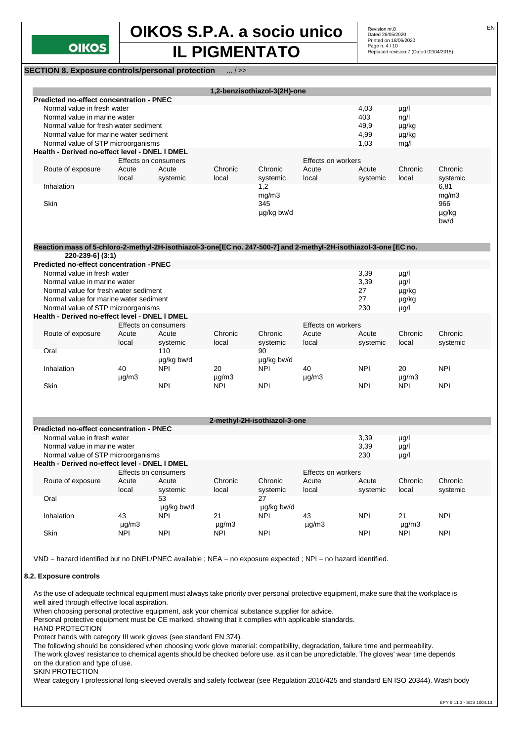## SECTION 8. Exposure controls/personal protection ... / >>

**1,2-benzisothiazol-3(2H)-one**

**Predicted no-effect concentration - PNEC**

| | | |
|---|---|---|
| Normal value in fresh water | 4,03 | µg/l |
| Normal value in marine water | 403 | ng/l |
| Normal value for fresh water sediment | 49,9 | µg/kg |
| Normal value for marine water sediment | 4,99 | µg/kg |
| Normal value of STP microorganisms | 1,03 | mg/l |

**Health - Derived no-effect level - DNEL / DMEL**

| | Effects on consumers | | | | Effects on workers | | | |
|---|---|---|---|---|---|---|---|---|
| Route of exposure | Acute local | Acute systemic | Chronic local | Chronic systemic | Acute local | Acute systemic | Chronic local | Chronic systemic |
| Inhalation | | | | 1,2 mg/m3 | | | | 6,81 mg/m3 |
| Skin | | | | 345 µg/kg bw/d | | | | 966 µg/kg bw/d |

**Reaction mass of 5-chloro-2-methyl-2H-isothiazol-3-one[EC no. 247-500-7] and 2-methyl-2H-isothiazol-3-one [EC no. 220-239-6] (3:1)**

**Predicted no-effect concentration - PNEC**

| | | |
|---|---|---|
| Normal value in fresh water | 3,39 | µg/l |
| Normal value in marine water | 3,39 | µg/l |
| Normal value for fresh water sediment | 27 | µg/kg |
| Normal value for marine water sediment | 27 | µg/kg |
| Normal value of STP microorganisms | 230 | µg/l |

**Health - Derived no-effect level - DNEL / DMEL**

| | Effects on consumers | | | | Effects on workers | | | |
|---|---|---|---|---|---|---|---|---|
| Route of exposure | Acute local | Acute systemic | Chronic local | Chronic systemic | Acute local | Acute systemic | Chronic local | Chronic systemic |
| Oral | | 110 µg/kg bw/d | | 90 µg/kg bw/d | | | | |
| Inhalation | 40 µg/m3 | NPI | 20 µg/m3 | NPI | 40 µg/m3 | NPI | 20 µg/m3 | NPI |
| Skin | | NPI | NPI | NPI | | NPI | NPI | NPI |

**2-methyl-2H-isothiazol-3-one**

**Predicted no-effect concentration - PNEC**

| | | |
|---|---|---|
| Normal value in fresh water | 3,39 | µg/l |
| Normal value in marine water | 3,39 | µg/l |
| Normal value of STP microorganisms | 230 | µg/l |

**Health - Derived no-effect level - DNEL / DMEL**

| | Effects on consumers | | | | Effects on workers | | | |
|---|---|---|---|---|---|---|---|---|
| Route of exposure | Acute local | Acute systemic | Chronic local | Chronic systemic | Acute local | Acute systemic | Chronic local | Chronic systemic |
| Oral | | 53 µg/kg bw/d | | 27 µg/kg bw/d | | | | |
| Inhalation | 43 µg/m3 | NPI | 21 µg/m3 | NPI | 43 µg/m3 | NPI | 21 µg/m3 | NPI |
| Skin | NPI | NPI | NPI | NPI | | NPI | NPI | NPI |

VND = hazard identified but no DNEL/PNEC available ; NEA = no exposure expected ; NPI = no hazard identified.

### 8.2. Exposure controls

As the use of adequate technical equipment must always take priority over personal protective equipment, make sure that the workplace is well aired through effective local aspiration.
When choosing personal protective equipment, ask your chemical substance supplier for advice.
Personal protective equipment must be CE marked, showing that it complies with applicable standards.
HAND PROTECTION
Protect hands with category III work gloves (see standard EN 374).
The following should be considered when choosing work glove material: compatibility, degradation, failure time and permeability.
The work gloves' resistance to chemical agents should be checked before use, as it can be unpredictable. The gloves' wear time depends on the duration and type of use.
SKIN PROTECTION
Wear category I professional long-sleeved overalls and safety footwear (see Regulation 2016/425 and standard EN ISO 20344). Wash body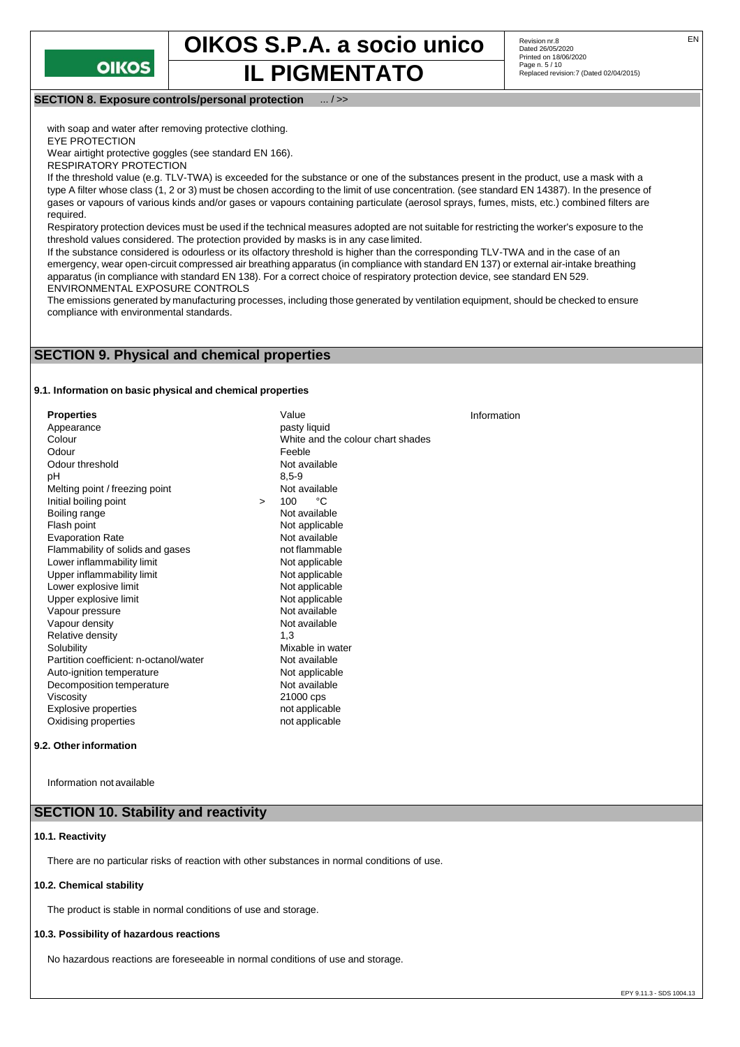## SECTION 8. Exposure controls/personal protection ... / >>

with soap and water after removing protective clothing.

EYE PROTECTION

Wear airtight protective goggles (see standard EN 166).

RESPIRATORY PROTECTION

If the threshold value (e.g. TLV-TWA) is exceeded for the substance or one of the substances present in the product, use a mask with a type A filter whose class (1, 2 or 3) must be chosen according to the limit of use concentration. (see standard EN 14387). In the presence of gases or vapours of various kinds and/or gases or vapours containing particulate (aerosol sprays, fumes, mists, etc.) combined filters are required.

Respiratory protection devices must be used if the technical measures adopted are not suitable for restricting the worker's exposure to the threshold values considered. The protection provided by masks is in any case limited.

If the substance considered is odourless or its olfactory threshold is higher than the corresponding TLV-TWA and in the case of an emergency, wear open-circuit compressed air breathing apparatus (in compliance with standard EN 137) or external air-intake breathing apparatus (in compliance with standard EN 138). For a correct choice of respiratory protection device, see standard EN 529.

ENVIRONMENTAL EXPOSURE CONTROLS

The emissions generated by manufacturing processes, including those generated by ventilation equipment, should be checked to ensure compliance with environmental standards.

## SECTION 9. Physical and chemical properties

### 9.1. Information on basic physical and chemical properties

| Properties | Value | Information |
|---|---|---|
| Appearance | pasty liquid | |
| Colour | White and the colour chart shades | |
| Odour | Feeble | |
| Odour threshold | Not available | |
| pH | 8,5-9 | |
| Melting point / freezing point | Not available | |
| Initial boiling point | > 100 °C | |
| Boiling range | Not available | |
| Flash point | Not applicable | |
| Evaporation Rate | Not available | |
| Flammability of solids and gases | not flammable | |
| Lower inflammability limit | Not applicable | |
| Upper inflammability limit | Not applicable | |
| Lower explosive limit | Not applicable | |
| Upper explosive limit | Not applicable | |
| Vapour pressure | Not available | |
| Vapour density | Not available | |
| Relative density | 1,3 | |
| Solubility | Mixable in water | |
| Partition coefficient: n-octanol/water | Not available | |
| Auto-ignition temperature | Not applicable | |
| Decomposition temperature | Not available | |
| Viscosity | 21000 cps | |
| Explosive properties | not applicable | |
| Oxidising properties | not applicable | |

### 9.2. Other information

Information not available

## SECTION 10. Stability and reactivity

### 10.1. Reactivity

There are no particular risks of reaction with other substances in normal conditions of use.

### 10.2. Chemical stability

The product is stable in normal conditions of use and storage.

### 10.3. Possibility of hazardous reactions

No hazardous reactions are foreseeable in normal conditions of use and storage.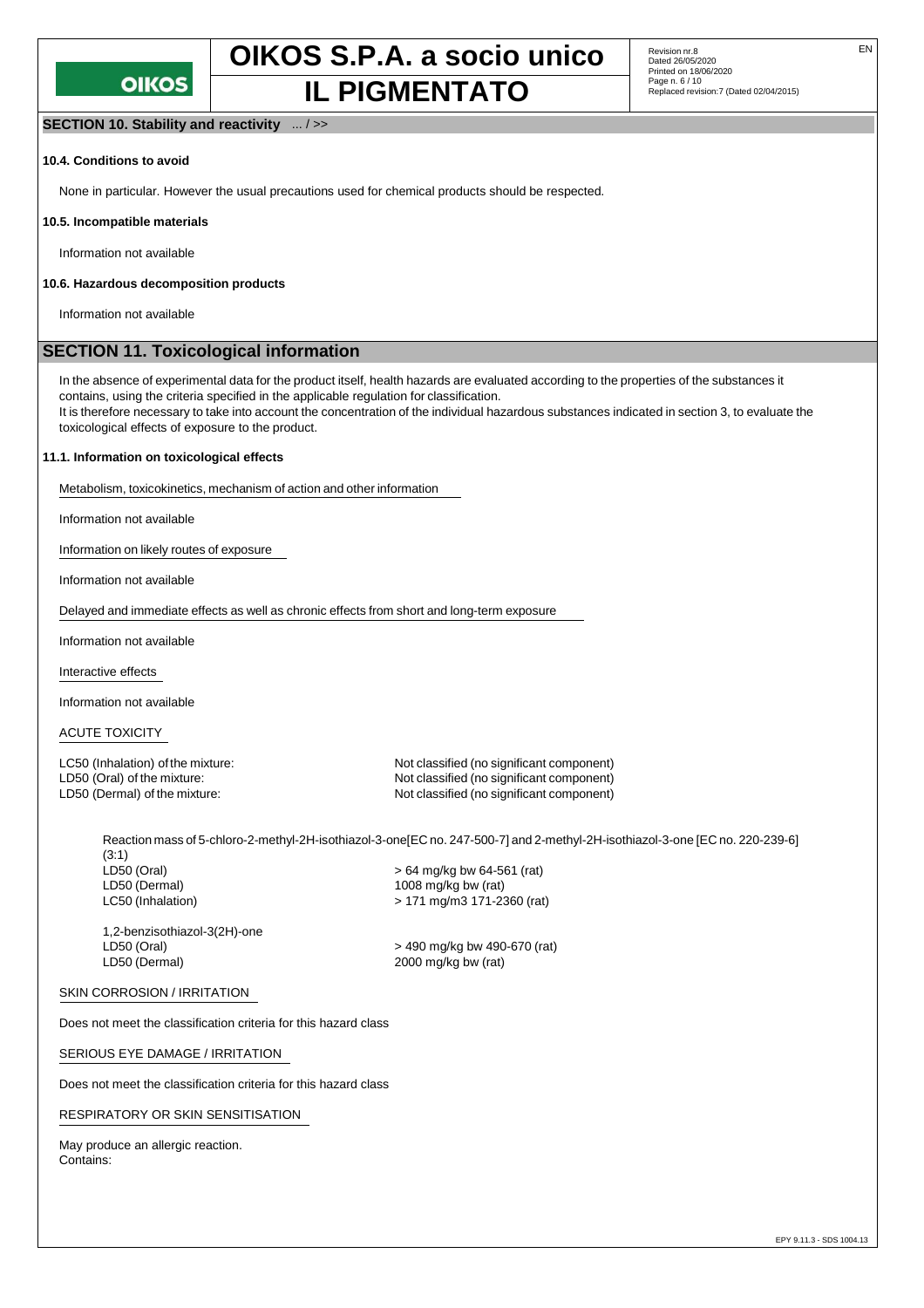## SECTION 10. Stability and reactivity ... / >>

### 10.4. Conditions to avoid

None in particular. However the usual precautions used for chemical products should be respected.

### 10.5. Incompatible materials

Information not available

### 10.6. Hazardous decomposition products

Information not available

## SECTION 11. Toxicological information

In the absence of experimental data for the product itself, health hazards are evaluated according to the properties of the substances it contains, using the criteria specified in the applicable regulation for classification.
It is therefore necessary to take into account the concentration of the individual hazardous substances indicated in section 3, to evaluate the toxicological effects of exposure to the product.

### 11.1. Information on toxicological effects

Metabolism, toxicokinetics, mechanism of action and other information

Information not available

Information on likely routes of exposure

Information not available

Delayed and immediate effects as well as chronic effects from short and long-term exposure

Information not available

Interactive effects

Information not available

ACUTE TOXICITY

| | |
|---|---|
| LC50 (Inhalation) of the mixture: | Not classified (no significant component) |
| LD50 (Oral) of the mixture: | Not classified (no significant component) |
| LD50 (Dermal) of the mixture: | Not classified (no significant component) |

Reaction mass of 5-chloro-2-methyl-2H-isothiazol-3-one[EC no. 247-500-7] and 2-methyl-2H-isothiazol-3-one [EC no. 220-239-6] (3:1)

| | |
|---|---|
| LD50 (Oral) | > 64 mg/kg bw 64-561 (rat) |
| LD50 (Dermal) | 1008 mg/kg bw (rat) |
| LC50 (Inhalation) | > 171 mg/m3 171-2360 (rat) |

1,2-benzisothiazol-3(2H)-one

| | |
|---|---|
| LD50 (Oral) | > 490 mg/kg bw 490-670 (rat) |
| LD50 (Dermal) | 2000 mg/kg bw (rat) |

SKIN CORROSION / IRRITATION

Does not meet the classification criteria for this hazard class

SERIOUS EYE DAMAGE / IRRITATION

Does not meet the classification criteria for this hazard class

RESPIRATORY OR SKIN SENSITISATION

May produce an allergic reaction.
Contains: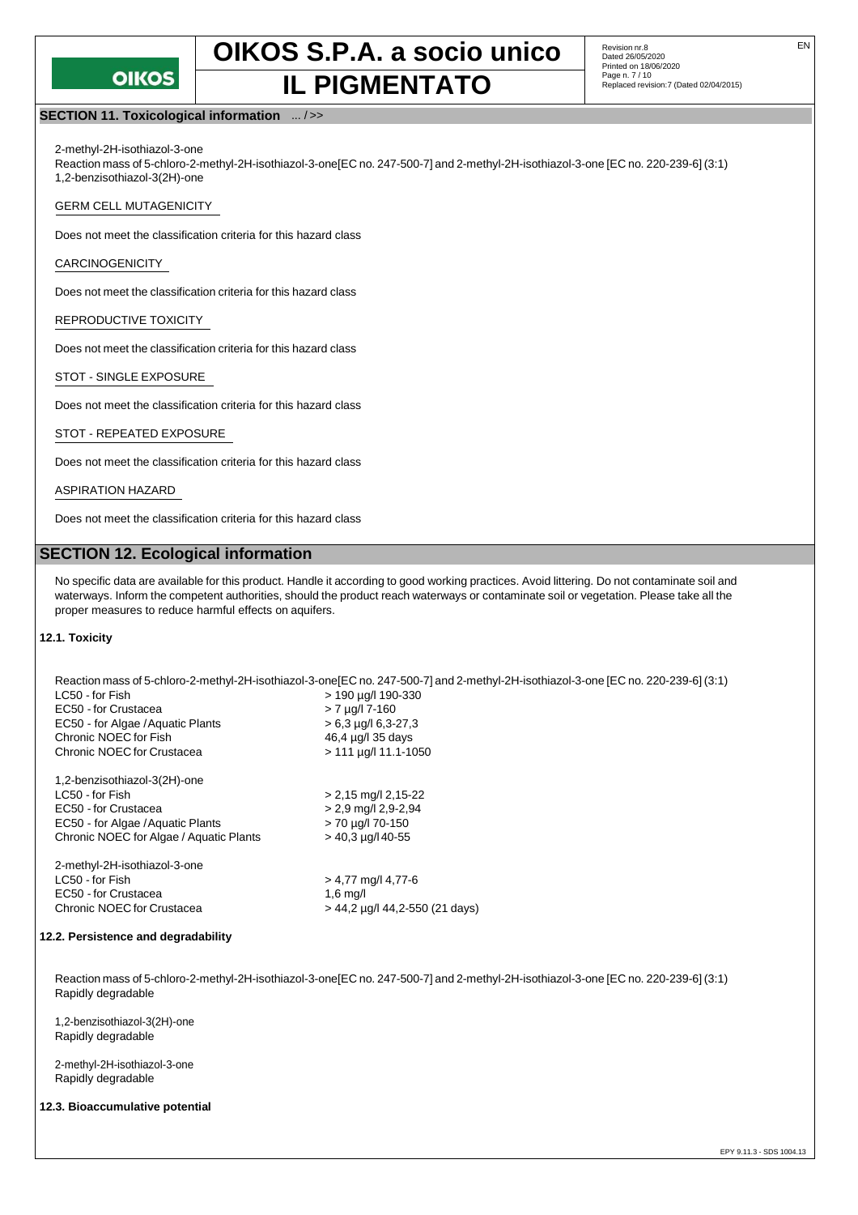## SECTION 11. Toxicological information ... / >>

2-methyl-2H-isothiazol-3-one
Reaction mass of 5-chloro-2-methyl-2H-isothiazol-3-one[EC no. 247-500-7] and 2-methyl-2H-isothiazol-3-one [EC no. 220-239-6] (3:1)
1,2-benzisothiazol-3(2H)-one

GERM CELL MUTAGENICITY

Does not meet the classification criteria for this hazard class

CARCINOGENICITY

Does not meet the classification criteria for this hazard class

REPRODUCTIVE TOXICITY

Does not meet the classification criteria for this hazard class

STOT - SINGLE EXPOSURE

Does not meet the classification criteria for this hazard class

STOT - REPEATED EXPOSURE

Does not meet the classification criteria for this hazard class

ASPIRATION HAZARD

Does not meet the classification criteria for this hazard class

## SECTION 12. Ecological information

No specific data are available for this product. Handle it according to good working practices. Avoid littering. Do not contaminate soil and waterways. Inform the competent authorities, should the product reach waterways or contaminate soil or vegetation. Please take all the proper measures to reduce harmful effects on aquifers.

### 12.1. Toxicity

Reaction mass of 5-chloro-2-methyl-2H-isothiazol-3-one[EC no. 247-500-7] and 2-methyl-2H-isothiazol-3-one [EC no. 220-239-6] (3:1)

| | |
|---|---|
| LC50 - for Fish | > 190 µg/l 190-330 |
| EC50 - for Crustacea | > 7 µg/l 7-160 |
| EC50 - for Algae / Aquatic Plants | > 6,3 µg/l 6,3-27,3 |
| Chronic NOEC for Fish | 46,4 µg/l 35 days |
| Chronic NOEC for Crustacea | > 111 µg/l 11.1-1050 |

1,2-benzisothiazol-3(2H)-one

| | |
|---|---|
| LC50 - for Fish | > 2,15 mg/l 2,15-22 |
| EC50 - for Crustacea | > 2,9 mg/l 2,9-2,94 |
| EC50 - for Algae / Aquatic Plants | > 70 µg/l 70-150 |
| Chronic NOEC for Algae / Aquatic Plants | > 40,3 µg/l 40-55 |

2-methyl-2H-isothiazol-3-one

| | |
|---|---|
| LC50 - for Fish | > 4,77 mg/l 4,77-6 |
| EC50 - for Crustacea | 1,6 mg/l |
| Chronic NOEC for Crustacea | > 44,2 µg/l 44,2-550 (21 days) |

### 12.2. Persistence and degradability

Reaction mass of 5-chloro-2-methyl-2H-isothiazol-3-one[EC no. 247-500-7] and 2-methyl-2H-isothiazol-3-one [EC no. 220-239-6] (3:1)
Rapidly degradable

1,2-benzisothiazol-3(2H)-one
Rapidly degradable

2-methyl-2H-isothiazol-3-one
Rapidly degradable

### 12.3. Bioaccumulative potential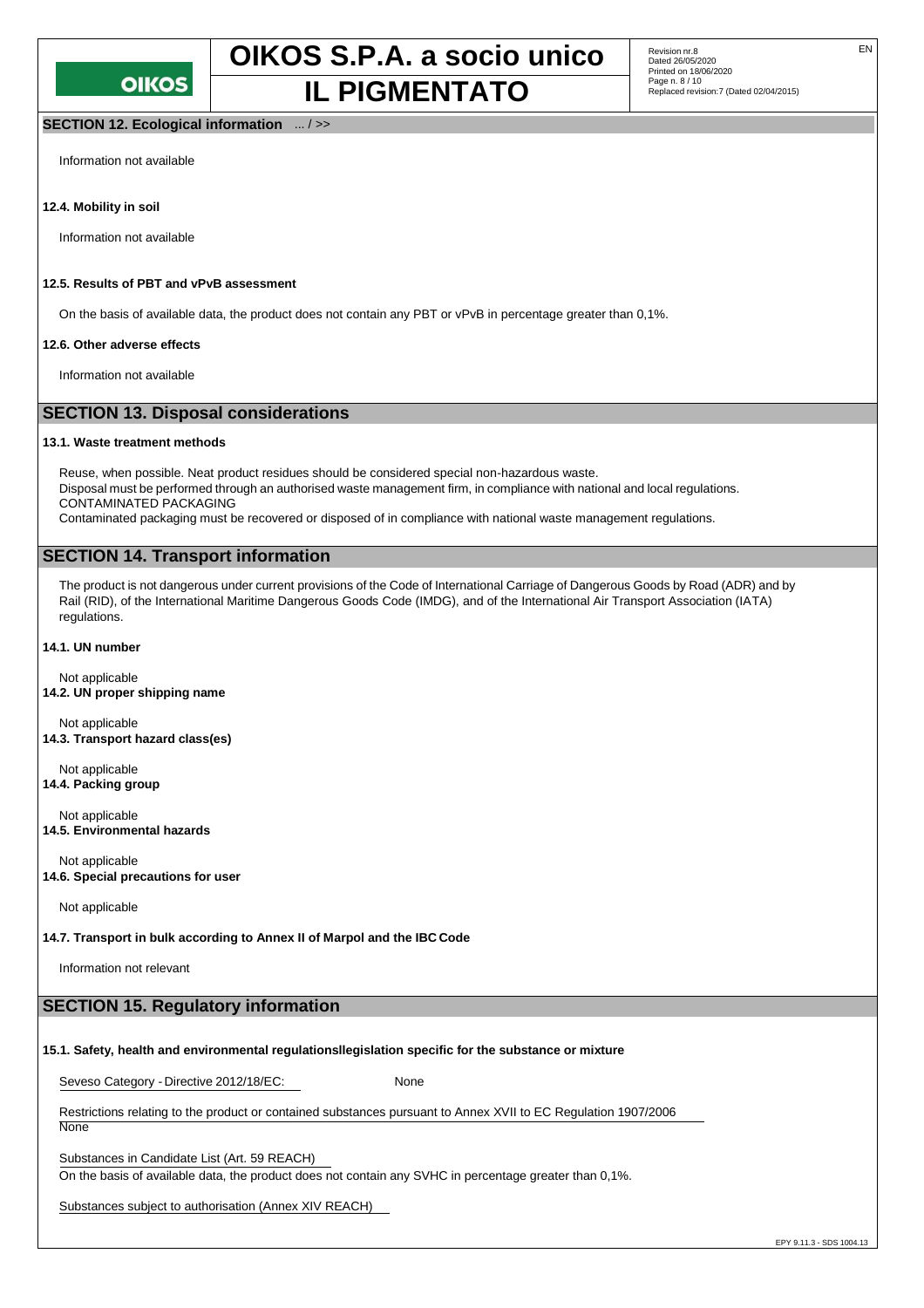## SECTION 12. Ecological information ... / >>

Information not available

**12.4. Mobility in soil**

Information not available

**12.5. Results of PBT and vPvB assessment**

On the basis of available data, the product does not contain any PBT or vPvB in percentage greater than 0,1%.

**12.6. Other adverse effects**

Information not available

## SECTION 13. Disposal considerations

**13.1. Waste treatment methods**

Reuse, when possible. Neat product residues should be considered special non-hazardous waste.
Disposal must be performed through an authorised waste management firm, in compliance with national and local regulations.
CONTAMINATED PACKAGING
Contaminated packaging must be recovered or disposed of in compliance with national waste management regulations.

## SECTION 14. Transport information

The product is not dangerous under current provisions of the Code of International Carriage of Dangerous Goods by Road (ADR) and by Rail (RID), of the International Maritime Dangerous Goods Code (IMDG), and of the International Air Transport Association (IATA) regulations.

**14.1. UN number**

Not applicable

**14.2. UN proper shipping name**

Not applicable

**14.3. Transport hazard class(es)**

Not applicable

**14.4. Packing group**

Not applicable

**14.5. Environmental hazards**

Not applicable

**14.6. Special precautions for user**

Not applicable

**14.7. Transport in bulk according to Annex II of Marpol and the IBC Code**

Information not relevant

## SECTION 15. Regulatory information

**15.1. Safety, health and environmental regulationsllegislation specific for the substance or mixture**

Seveso Category - Directive 2012/18/EC: None

Restrictions relating to the product or contained substances pursuant to Annex XVII to EC Regulation 1907/2006
None

Substances in Candidate List (Art. 59 REACH)
On the basis of available data, the product does not contain any SVHC in percentage greater than 0,1%.

Substances subject to authorisation (Annex XIV REACH)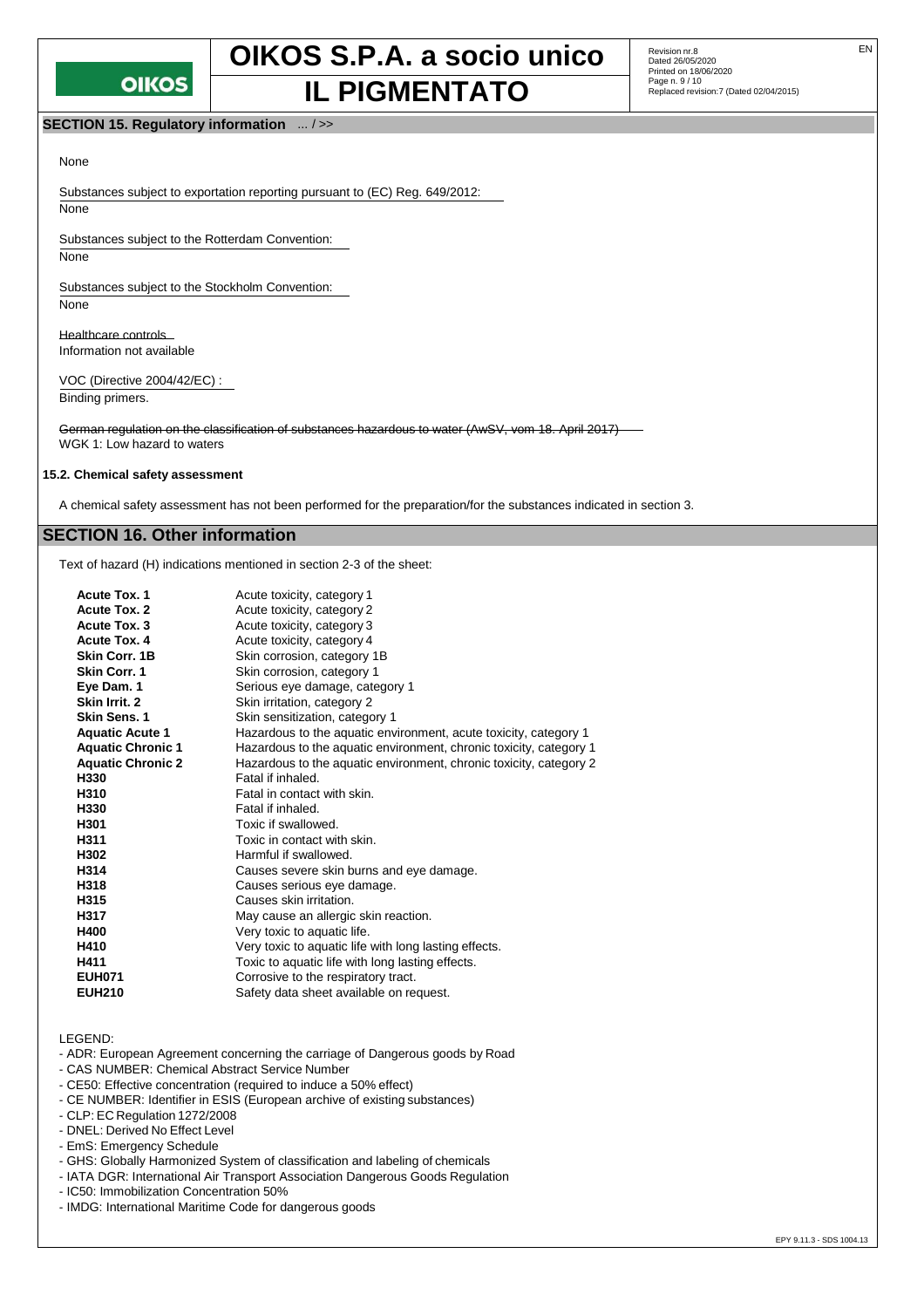## SECTION 15. Regulatory information ... / >>

None

Substances subject to exportation reporting pursuant to (EC) Reg. 649/2012:
None

Substances subject to the Rotterdam Convention:
None

Substances subject to the Stockholm Convention:
None

Healthcare controls
Information not available

VOC (Directive 2004/42/EC) :
Binding primers.

~~German regulation on the classification of substances hazardous to water (AwSV, vom 18. April 2017)~~
WGK 1: Low hazard to waters

### 15.2. Chemical safety assessment

A chemical safety assessment has not been performed for the preparation/for the substances indicated in section 3.

## SECTION 16. Other information

Text of hazard (H) indications mentioned in section 2-3 of the sheet:

| | |
|---|---|
| **Acute Tox. 1** | Acute toxicity, category 1 |
| **Acute Tox. 2** | Acute toxicity, category 2 |
| **Acute Tox. 3** | Acute toxicity, category 3 |
| **Acute Tox. 4** | Acute toxicity, category 4 |
| **Skin Corr. 1B** | Skin corrosion, category 1B |
| **Skin Corr. 1** | Skin corrosion, category 1 |
| **Eye Dam. 1** | Serious eye damage, category 1 |
| **Skin Irrit. 2** | Skin irritation, category 2 |
| **Skin Sens. 1** | Skin sensitization, category 1 |
| **Aquatic Acute 1** | Hazardous to the aquatic environment, acute toxicity, category 1 |
| **Aquatic Chronic 1** | Hazardous to the aquatic environment, chronic toxicity, category 1 |
| **Aquatic Chronic 2** | Hazardous to the aquatic environment, chronic toxicity, category 2 |
| **H330** | Fatal if inhaled. |
| **H310** | Fatal in contact with skin. |
| **H330** | Fatal if inhaled. |
| **H301** | Toxic if swallowed. |
| **H311** | Toxic in contact with skin. |
| **H302** | Harmful if swallowed. |
| **H314** | Causes severe skin burns and eye damage. |
| **H318** | Causes serious eye damage. |
| **H315** | Causes skin irritation. |
| **H317** | May cause an allergic skin reaction. |
| **H400** | Very toxic to aquatic life. |
| **H410** | Very toxic to aquatic life with long lasting effects. |
| **H411** | Toxic to aquatic life with long lasting effects. |
| **EUH071** | Corrosive to the respiratory tract. |
| **EUH210** | Safety data sheet available on request. |

LEGEND:

- ADR: European Agreement concerning the carriage of Dangerous goods by Road
- CAS NUMBER: Chemical Abstract Service Number
- CE50: Effective concentration (required to induce a 50% effect)
- CE NUMBER: Identifier in ESIS (European archive of existing substances)
- CLP: EC Regulation 1272/2008
- DNEL: Derived No Effect Level
- EmS: Emergency Schedule
- GHS: Globally Harmonized System of classification and labeling of chemicals
- IATA DGR: International Air Transport Association Dangerous Goods Regulation
- IC50: Immobilization Concentration 50%
- IMDG: International Maritime Code for dangerous goods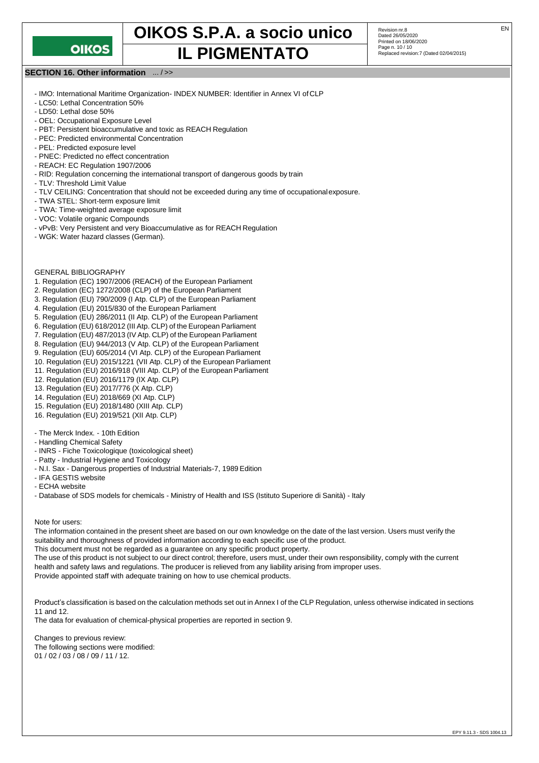## SECTION 16. Other information ... / >>

- IMO: International Maritime Organization- INDEX NUMBER: Identifier in Annex VI of CLP
- LC50: Lethal Concentration 50%
- LD50: Lethal dose 50%
- OEL: Occupational Exposure Level
- PBT: Persistent bioaccumulative and toxic as REACH Regulation
- PEC: Predicted environmental Concentration
- PEL: Predicted exposure level
- PNEC: Predicted no effect concentration
- REACH: EC Regulation 1907/2006
- RID: Regulation concerning the international transport of dangerous goods by train
- TLV: Threshold Limit Value
- TLV CEILING: Concentration that should not be exceeded during any time of occupational exposure.
- TWA STEL: Short-term exposure limit
- TWA: Time-weighted average exposure limit
- VOC: Volatile organic Compounds
- vPvB: Very Persistent and very Bioaccumulative as for REACH Regulation
- WGK: Water hazard classes (German).

GENERAL BIBLIOGRAPHY

1. Regulation (EC) 1907/2006 (REACH) of the European Parliament
2. Regulation (EC) 1272/2008 (CLP) of the European Parliament
3. Regulation (EU) 790/2009 (I Atp. CLP) of the European Parliament
4. Regulation (EU) 2015/830 of the European Parliament
5. Regulation (EU) 286/2011 (II Atp. CLP) of the European Parliament
6. Regulation (EU) 618/2012 (III Atp. CLP) of the European Parliament
7. Regulation (EU) 487/2013 (IV Atp. CLP) of the European Parliament
8. Regulation (EU) 944/2013 (V Atp. CLP) of the European Parliament
9. Regulation (EU) 605/2014 (VI Atp. CLP) of the European Parliament
10. Regulation (EU) 2015/1221 (VII Atp. CLP) of the European Parliament
11. Regulation (EU) 2016/918 (VIII Atp. CLP) of the European Parliament
12. Regulation (EU) 2016/1179 (IX Atp. CLP)
13. Regulation (EU) 2017/776 (X Atp. CLP)
14. Regulation (EU) 2018/669 (XI Atp. CLP)
15. Regulation (EU) 2018/1480 (XIII Atp. CLP)
16. Regulation (EU) 2019/521 (XII Atp. CLP)

- The Merck Index. - 10th Edition
- Handling Chemical Safety
- INRS - Fiche Toxicologique (toxicological sheet)
- Patty - Industrial Hygiene and Toxicology
- N.I. Sax - Dangerous properties of Industrial Materials-7, 1989 Edition
- IFA GESTIS website
- ECHA website
- Database of SDS models for chemicals - Ministry of Health and ISS (Istituto Superiore di Sanità) - Italy

Note for users:

The information contained in the present sheet are based on our own knowledge on the date of the last version. Users must verify the suitability and thoroughness of provided information according to each specific use of the product.
This document must not be regarded as a guarantee on any specific product property.
The use of this product is not subject to our direct control; therefore, users must, under their own responsibility, comply with the current health and safety laws and regulations. The producer is relieved from any liability arising from improper uses.
Provide appointed staff with adequate training on how to use chemical products.

Product's classification is based on the calculation methods set out in Annex I of the CLP Regulation, unless otherwise indicated in sections 11 and 12.
The data for evaluation of chemical-physical properties are reported in section 9.

Changes to previous review:
The following sections were modified:
01 / 02 / 03 / 08 / 09 / 11 / 12.